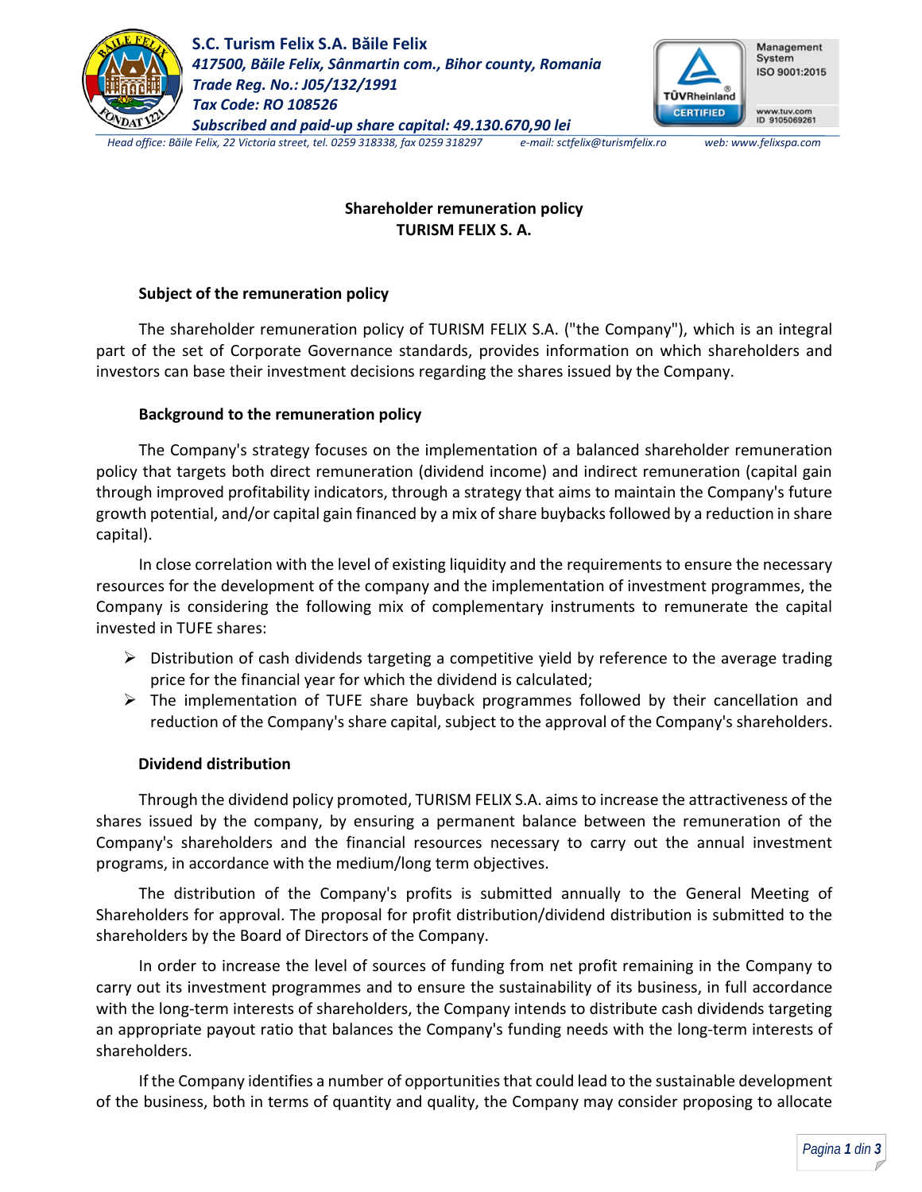**S.C. Turism Felix S.A. Băile Felix**
*417500, Băile Felix, Sânmartin com., Bihor county, Romania*
*Trade Reg. No.: J05/132/1991*
*Tax Code: RO 108526*
*Subscribed and paid-up share capital: 49.130.670,90 lei*

*Head office: Băile Felix, 22 Victoria street, tel. 0259 318338, fax 0259 318297 e-mail: sctfelix@turismfelix.ro web: www.felixspa.com*

# Shareholder remuneration policy
# TURISM FELIX S. A.

## Subject of the remuneration policy

The shareholder remuneration policy of TURISM FELIX S.A. ("the Company"), which is an integral part of the set of Corporate Governance standards, provides information on which shareholders and investors can base their investment decisions regarding the shares issued by the Company.

## Background to the remuneration policy

The Company's strategy focuses on the implementation of a balanced shareholder remuneration policy that targets both direct remuneration (dividend income) and indirect remuneration (capital gain through improved profitability indicators, through a strategy that aims to maintain the Company's future growth potential, and/or capital gain financed by a mix of share buybacks followed by a reduction in share capital).

In close correlation with the level of existing liquidity and the requirements to ensure the necessary resources for the development of the company and the implementation of investment programmes, the Company is considering the following mix of complementary instruments to remunerate the capital invested in TUFE shares:

- Distribution of cash dividends targeting a competitive yield by reference to the average trading price for the financial year for which the dividend is calculated;
- The implementation of TUFE share buyback programmes followed by their cancellation and reduction of the Company's share capital, subject to the approval of the Company's shareholders.

## Dividend distribution

Through the dividend policy promoted, TURISM FELIX S.A. aims to increase the attractiveness of the shares issued by the company, by ensuring a permanent balance between the remuneration of the Company's shareholders and the financial resources necessary to carry out the annual investment programs, in accordance with the medium/long term objectives.

The distribution of the Company's profits is submitted annually to the General Meeting of Shareholders for approval. The proposal for profit distribution/dividend distribution is submitted to the shareholders by the Board of Directors of the Company.

In order to increase the level of sources of funding from net profit remaining in the Company to carry out its investment programmes and to ensure the sustainability of its business, in full accordance with the long-term interests of shareholders, the Company intends to distribute cash dividends targeting an appropriate payout ratio that balances the Company's funding needs with the long-term interests of shareholders.

If the Company identifies a number of opportunities that could lead to the sustainable development of the business, both in terms of quantity and quality, the Company may consider proposing to allocate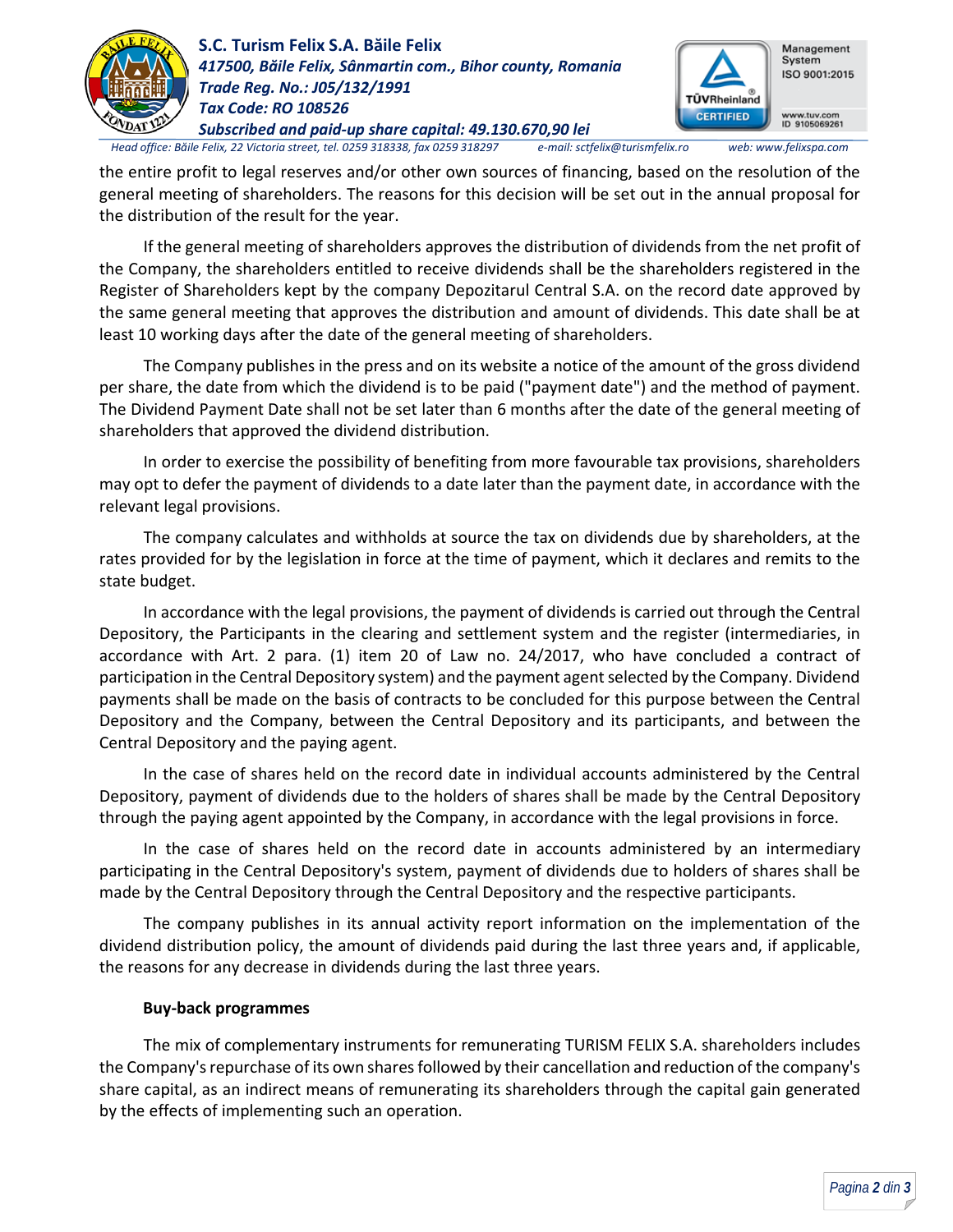the entire profit to legal reserves and/or other own sources of financing, based on the resolution of the general meeting of shareholders. The reasons for this decision will be set out in the annual proposal for the distribution of the result for the year.

If the general meeting of shareholders approves the distribution of dividends from the net profit of the Company, the shareholders entitled to receive dividends shall be the shareholders registered in the Register of Shareholders kept by the company Depozitarul Central S.A. on the record date approved by the same general meeting that approves the distribution and amount of dividends. This date shall be at least 10 working days after the date of the general meeting of shareholders.

The Company publishes in the press and on its website a notice of the amount of the gross dividend per share, the date from which the dividend is to be paid ("payment date") and the method of payment. The Dividend Payment Date shall not be set later than 6 months after the date of the general meeting of shareholders that approved the dividend distribution.

In order to exercise the possibility of benefiting from more favourable tax provisions, shareholders may opt to defer the payment of dividends to a date later than the payment date, in accordance with the relevant legal provisions.

The company calculates and withholds at source the tax on dividends due by shareholders, at the rates provided for by the legislation in force at the time of payment, which it declares and remits to the state budget.

In accordance with the legal provisions, the payment of dividends is carried out through the Central Depository, the Participants in the clearing and settlement system and the register (intermediaries, in accordance with Art. 2 para. (1) item 20 of Law no. 24/2017, who have concluded a contract of participation in the Central Depository system) and the payment agent selected by the Company. Dividend payments shall be made on the basis of contracts to be concluded for this purpose between the Central Depository and the Company, between the Central Depository and its participants, and between the Central Depository and the paying agent.

In the case of shares held on the record date in individual accounts administered by the Central Depository, payment of dividends due to the holders of shares shall be made by the Central Depository through the paying agent appointed by the Company, in accordance with the legal provisions in force.

In the case of shares held on the record date in accounts administered by an intermediary participating in the Central Depository's system, payment of dividends due to holders of shares shall be made by the Central Depository through the Central Depository and the respective participants.

The company publishes in its annual activity report information on the implementation of the dividend distribution policy, the amount of dividends paid during the last three years and, if applicable, the reasons for any decrease in dividends during the last three years.

**Buy-back programmes**

The mix of complementary instruments for remunerating TURISM FELIX S.A. shareholders includes the Company's repurchase of its own shares followed by their cancellation and reduction of the company's share capital, as an indirect means of remunerating its shareholders through the capital gain generated by the effects of implementing such an operation.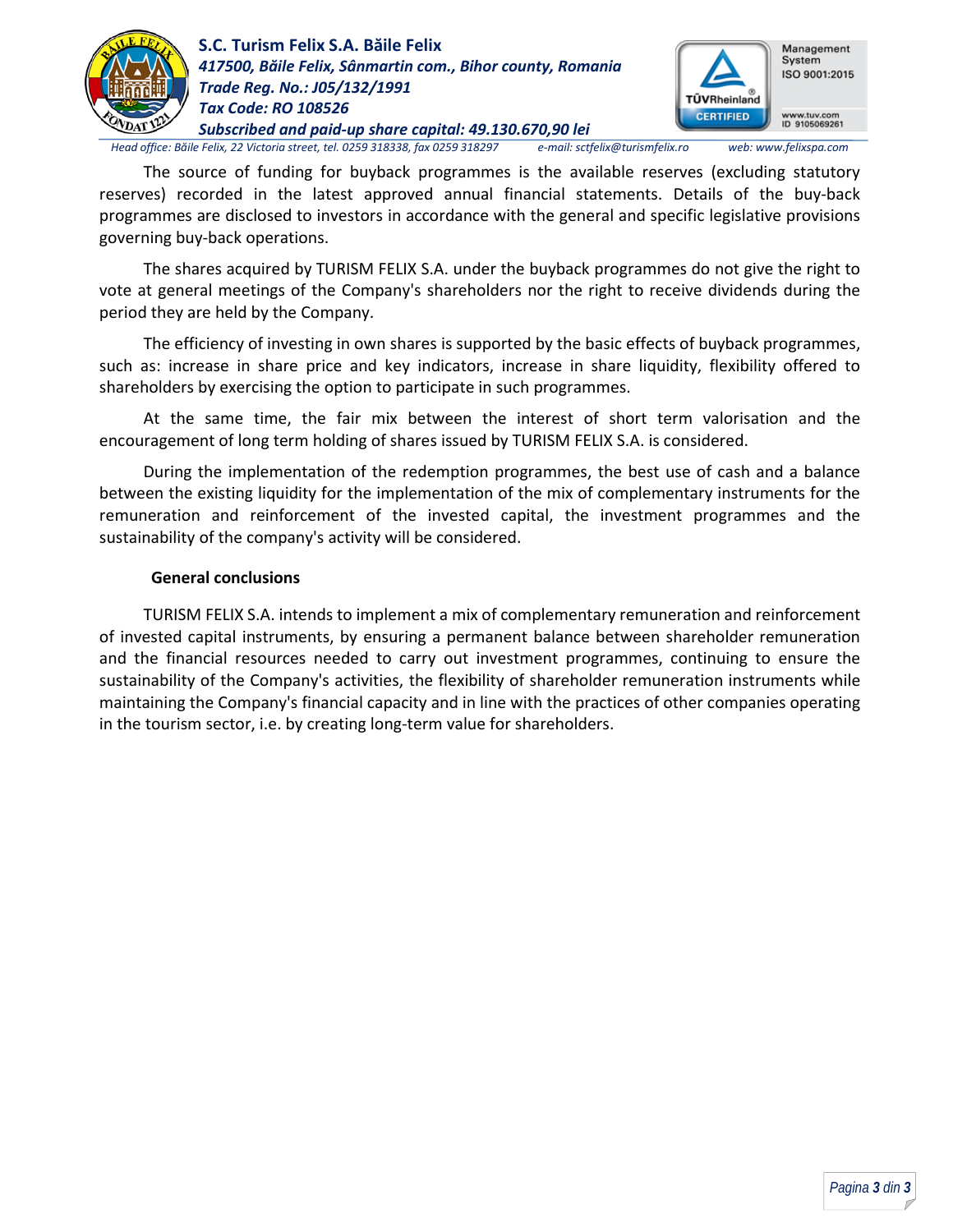The source of funding for buyback programmes is the available reserves (excluding statutory reserves) recorded in the latest approved annual financial statements. Details of the buy-back programmes are disclosed to investors in accordance with the general and specific legislative provisions governing buy-back operations.

The shares acquired by TURISM FELIX S.A. under the buyback programmes do not give the right to vote at general meetings of the Company's shareholders nor the right to receive dividends during the period they are held by the Company.

The efficiency of investing in own shares is supported by the basic effects of buyback programmes, such as: increase in share price and key indicators, increase in share liquidity, flexibility offered to shareholders by exercising the option to participate in such programmes.

At the same time, the fair mix between the interest of short term valorisation and the encouragement of long term holding of shares issued by TURISM FELIX S.A. is considered.

During the implementation of the redemption programmes, the best use of cash and a balance between the existing liquidity for the implementation of the mix of complementary instruments for the remuneration and reinforcement of the invested capital, the investment programmes and the sustainability of the company's activity will be considered.

**General conclusions**

TURISM FELIX S.A. intends to implement a mix of complementary remuneration and reinforcement of invested capital instruments, by ensuring a permanent balance between shareholder remuneration and the financial resources needed to carry out investment programmes, continuing to ensure the sustainability of the Company's activities, the flexibility of shareholder remuneration instruments while maintaining the Company's financial capacity and in line with the practices of other companies operating in the tourism sector, i.e. by creating long-term value for shareholders.